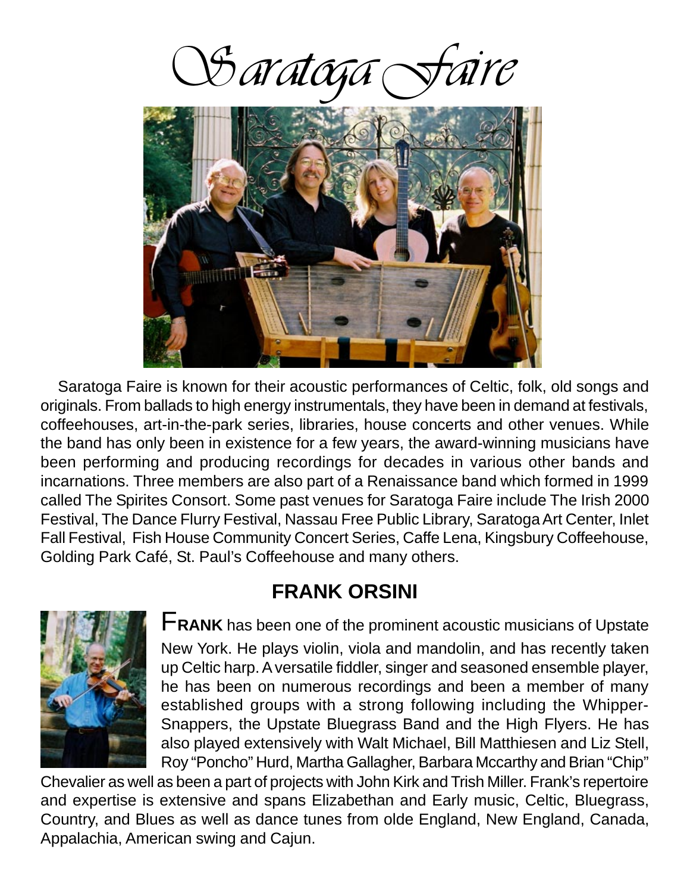# Saratoga Faire

Saratoga Faire is known for their acoustic performances of Celtic, folk, old songs and originals. From ballads to high energy instrumentals, they have been in demand at festivals, coffeehouses, art-in-the-park series, libraries, house concerts and other venues. While the band has only been in existence for a few years, the award-winning musicians have been performing and producing recordings for decades in various other bands and incarnations. Three members are also part of a Renaissance band which formed in 1999 called The Spirites Consort. Some past venues for Saratoga Faire include The Irish 2000 Festival, The Dance Flurry Festival, Nassau Free Public Library, Saratoga Art Center, Inlet Fall Festival, Fish House Community Concert Series, Caffe Lena, Kingsbury Coffeehouse, Golding Park Café, St. Paul's Coffeehouse and many others.

## FRANK ORSINI

**FRANK** has been one of the prominent acoustic musicians of Upstate New York. He plays violin, viola and mandolin, and has recently taken up Celtic harp. A versatile fiddler, singer and seasoned ensemble player, he has been on numerous recordings and been a member of many established groups with a strong following including the Whipper-Snappers, the Upstate Bluegrass Band and the High Flyers. He has also played extensively with Walt Michael, Bill Matthiesen and Liz Stell, Roy "Poncho" Hurd, Martha Gallagher, Barbara Mccarthy and Brian "Chip" Chevalier as well as been a part of projects with John Kirk and Trish Miller. Frank's repertoire and expertise is extensive and spans Elizabethan and Early music, Celtic, Bluegrass, Country, and Blues as well as dance tunes from olde England, New England, Canada, Appalachia, American swing and Cajun.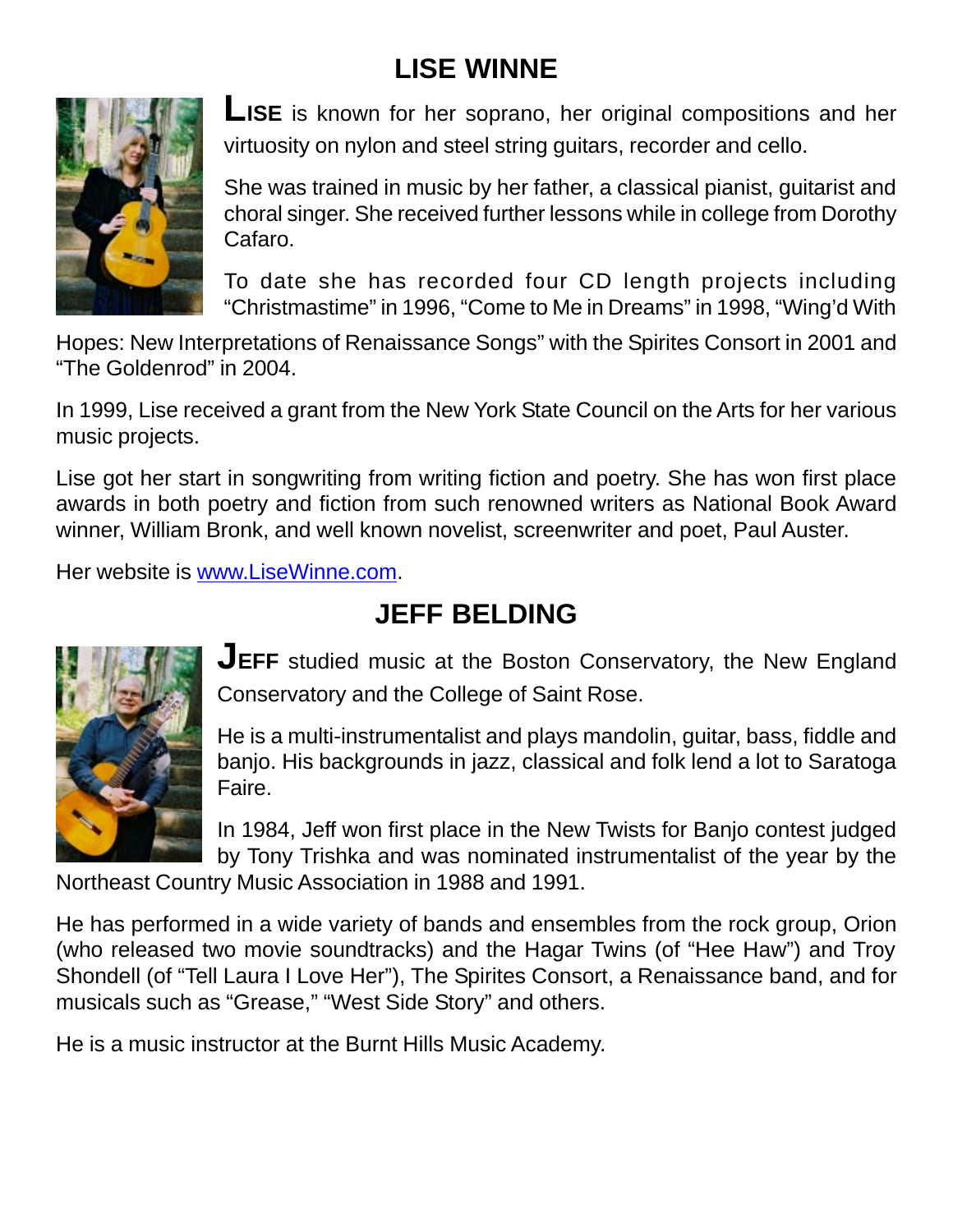## LISE WINNE

**LISE** is known for her soprano, her original compositions and her virtuosity on nylon and steel string guitars, recorder and cello.

She was trained in music by her father, a classical pianist, guitarist and choral singer. She received further lessons while in college from Dorothy Cafaro.

To date she has recorded four CD length projects including "Christmastime" in 1996, "Come to Me in Dreams" in 1998, "Wing'd With Hopes: New Interpretations of Renaissance Songs" with the Spirites Consort in 2001 and "The Goldenrod" in 2004.

In 1999, Lise received a grant from the New York State Council on the Arts for her various music projects.

Lise got her start in songwriting from writing fiction and poetry. She has won first place awards in both poetry and fiction from such renowned writers as National Book Award winner, William Bronk, and well known novelist, screenwriter and poet, Paul Auster.

Her website is [www.LiseWinne.com](http://www.LiseWinne.com).

## JEFF BELDING

**JEFF** studied music at the Boston Conservatory, the New England Conservatory and the College of Saint Rose.

He is a multi-instrumentalist and plays mandolin, guitar, bass, fiddle and banjo. His backgrounds in jazz, classical and folk lend a lot to Saratoga Faire.

In 1984, Jeff won first place in the New Twists for Banjo contest judged by Tony Trishka and was nominated instrumentalist of the year by the Northeast Country Music Association in 1988 and 1991.

He has performed in a wide variety of bands and ensembles from the rock group, Orion (who released two movie soundtracks) and the Hagar Twins (of "Hee Haw") and Troy Shondell (of "Tell Laura I Love Her"), The Spirites Consort, a Renaissance band, and for musicals such as "Grease," "West Side Story" and others.

He is a music instructor at the Burnt Hills Music Academy.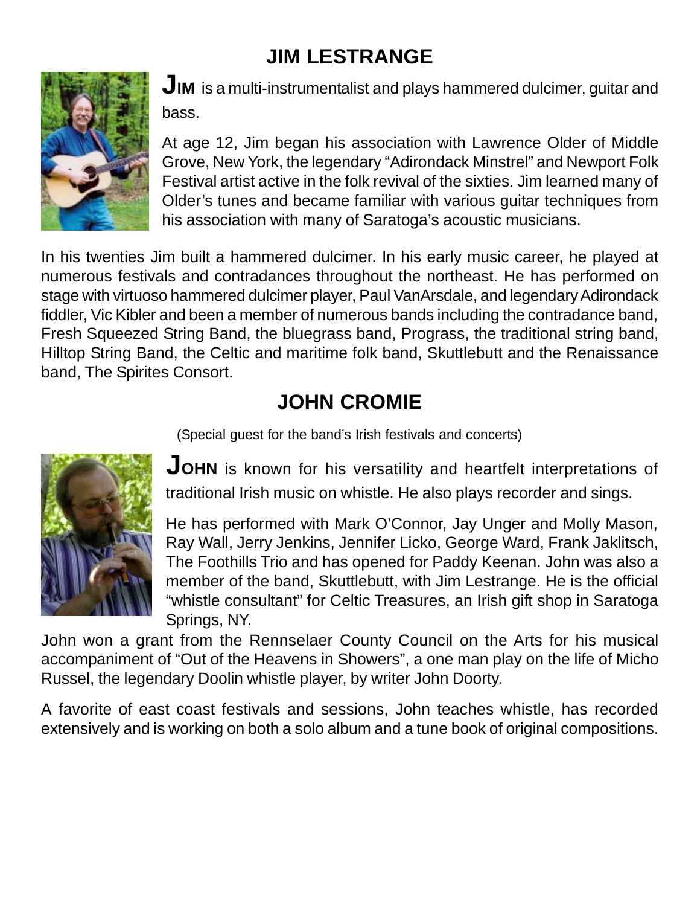## JIM LESTRANGE

**JIM** is a multi-instrumentalist and plays hammered dulcimer, guitar and bass.

At age 12, Jim began his association with Lawrence Older of Middle Grove, New York, the legendary "Adirondack Minstrel" and Newport Folk Festival artist active in the folk revival of the sixties. Jim learned many of Older's tunes and became familiar with various guitar techniques from his association with many of Saratoga's acoustic musicians.

In his twenties Jim built a hammered dulcimer. In his early music career, he played at numerous festivals and contradances throughout the northeast. He has performed on stage with virtuoso hammered dulcimer player, Paul VanArsdale, and legendary Adirondack fiddler, Vic Kibler and been a member of numerous bands including the contradance band, Fresh Squeezed String Band, the bluegrass band, Prograss, the traditional string band, Hilltop String Band, the Celtic and maritime folk band, Skuttlebutt and the Renaissance band, The Spirites Consort.

## JOHN CROMIE

(Special guest for the band's Irish festivals and concerts)

**JOHN** is known for his versatility and heartfelt interpretations of traditional Irish music on whistle. He also plays recorder and sings.

He has performed with Mark O'Connor, Jay Unger and Molly Mason, Ray Wall, Jerry Jenkins, Jennifer Licko, George Ward, Frank Jaklitsch, The Foothills Trio and has opened for Paddy Keenan. John was also a member of the band, Skuttlebutt, with Jim Lestrange. He is the official "whistle consultant" for Celtic Treasures, an Irish gift shop in Saratoga Springs, NY.

John won a grant from the Rennselaer County Council on the Arts for his musical accompaniment of "Out of the Heavens in Showers", a one man play on the life of Micho Russel, the legendary Doolin whistle player, by writer John Doorty.

A favorite of east coast festivals and sessions, John teaches whistle, has recorded extensively and is working on both a solo album and a tune book of original compositions.